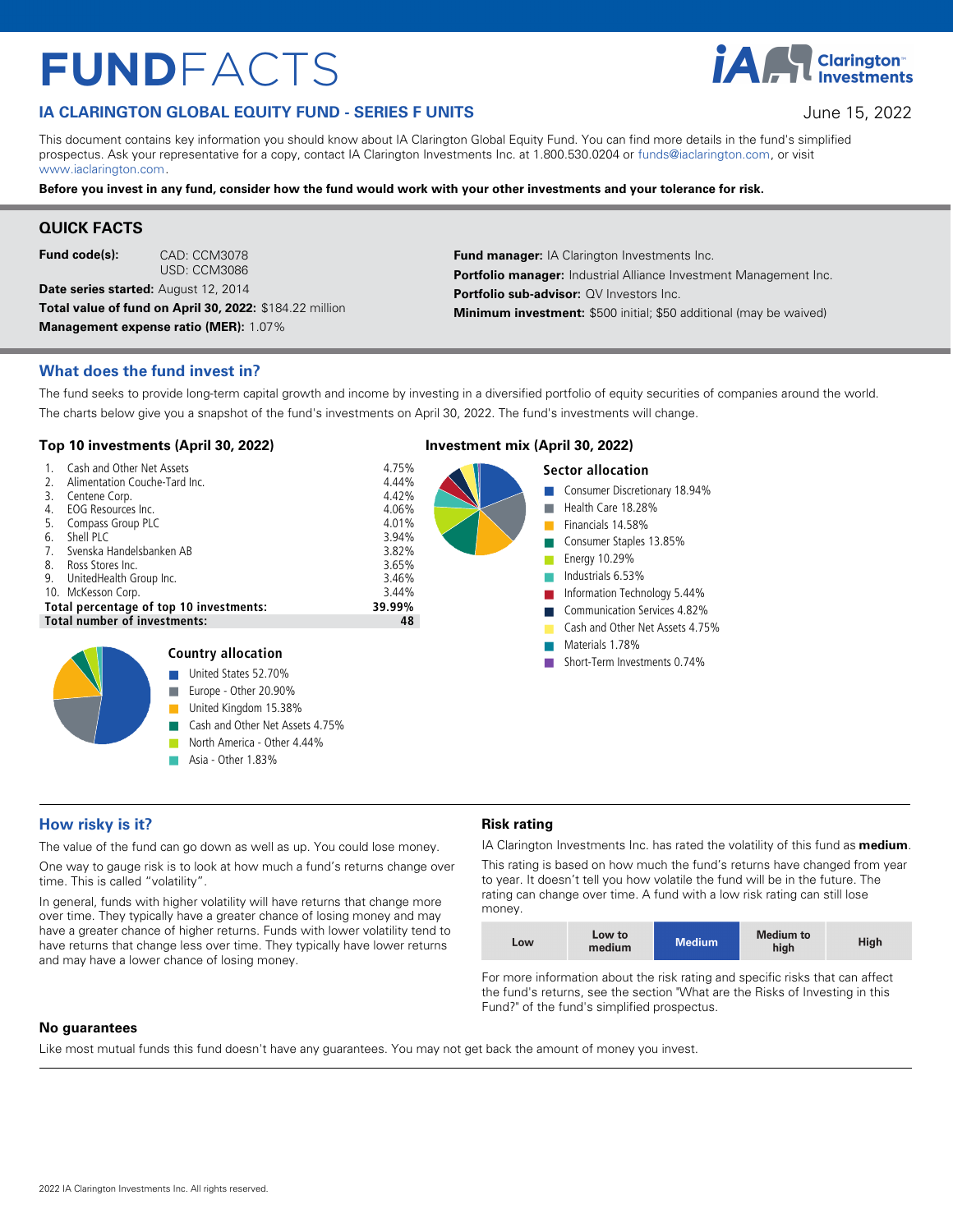# FUNDFACTS

## IA CLARINGTON GLOBAL EQUITY FUND - SERIES F UNITS

June 15, 2022

This document contains key information you should know about IA Clarington Global Equity Fund. You can find more details in the fund's simplified prospectus. Ask your representative for a copy, contact IA Clarington Investments Inc. at 1.800.530.0204 or funds@iaclarington.com, or visit www.iaclarington.com.

**Before you invest in any fund, consider how the fund would work with your other investments and your tolerance for risk.**

## QUICK FACTS

**Fund code(s):** CAD: CCM3078
USD: CCM3086

**Date series started:** August 12, 2014

**Total value of fund on April 30, 2022:** $184.22 million

**Management expense ratio (MER):** 1.07%

**Fund manager:** IA Clarington Investments Inc.

**Portfolio manager:** Industrial Alliance Investment Management Inc.

**Portfolio sub-advisor:** QV Investors Inc.

**Minimum investment:** $500 initial; $50 additional (may be waived)

## What does the fund invest in?

The fund seeks to provide long-term capital growth and income by investing in a diversified portfolio of equity securities of companies around the world.

The charts below give you a snapshot of the fund's investments on April 30, 2022. The fund's investments will change.

### Top 10 investments (April 30, 2022)

| | Investment | % |
|---|---|---|
| 1. | Cash and Other Net Assets | 4.75% |
| 2. | Alimentation Couche-Tard Inc. | 4.44% |
| 3. | Centene Corp. | 4.42% |
| 4. | EOG Resources Inc. | 4.06% |
| 5. | Compass Group PLC | 4.01% |
| 6. | Shell PLC | 3.94% |
| 7. | Svenska Handelsbanken AB | 3.82% |
| 8. | Ross Stores Inc. | 3.65% |
| 9. | UnitedHealth Group Inc. | 3.46% |
| 10. | McKesson Corp. | 3.44% |
| | **Total percentage of top 10 investments:** | **39.99%** |
| | **Total number of investments:** | **48** |

### Investment mix (April 30, 2022)

**Sector allocation**

- Consumer Discretionary 18.94%
- Health Care 18.28%
- Financials 14.58%
- Consumer Staples 13.85%
- Energy 10.29%
- Industrials 6.53%
- Information Technology 5.44%
- Communication Services 4.82%
- Cash and Other Net Assets 4.75%
- Materials 1.78%
- Short-Term Investments 0.74%

**Country allocation**

- United States 52.70%
- Europe - Other 20.90%
- United Kingdom 15.38%
- Cash and Other Net Assets 4.75%
- North America - Other 4.44%
- Asia - Other 1.83%

## How risky is it?

The value of the fund can go down as well as up. You could lose money.

One way to gauge risk is to look at how much a fund's returns change over time. This is called "volatility".

In general, funds with higher volatility will have returns that change more over time. They typically have a greater chance of losing money and may have a greater chance of higher returns. Funds with lower volatility tend to have returns that change less over time. They typically have lower returns and may have a lower chance of losing money.

### Risk rating

IA Clarington Investments Inc. has rated the volatility of this fund as **medium**.

This rating is based on how much the fund's returns have changed from year to year. It doesn't tell you how volatile the fund will be in the future. The rating can change over time. A fund with a low risk rating can still lose money.

| Low | Low to medium | **Medium** | Medium to high | High |
|---|---|---|---|---|

For more information about the risk rating and specific risks that can affect the fund's returns, see the section "What are the Risks of Investing in this Fund?" of the fund's simplified prospectus.

### No guarantees

Like most mutual funds this fund doesn't have any guarantees. You may not get back the amount of money you invest.

2022 IA Clarington Investments Inc. All rights reserved.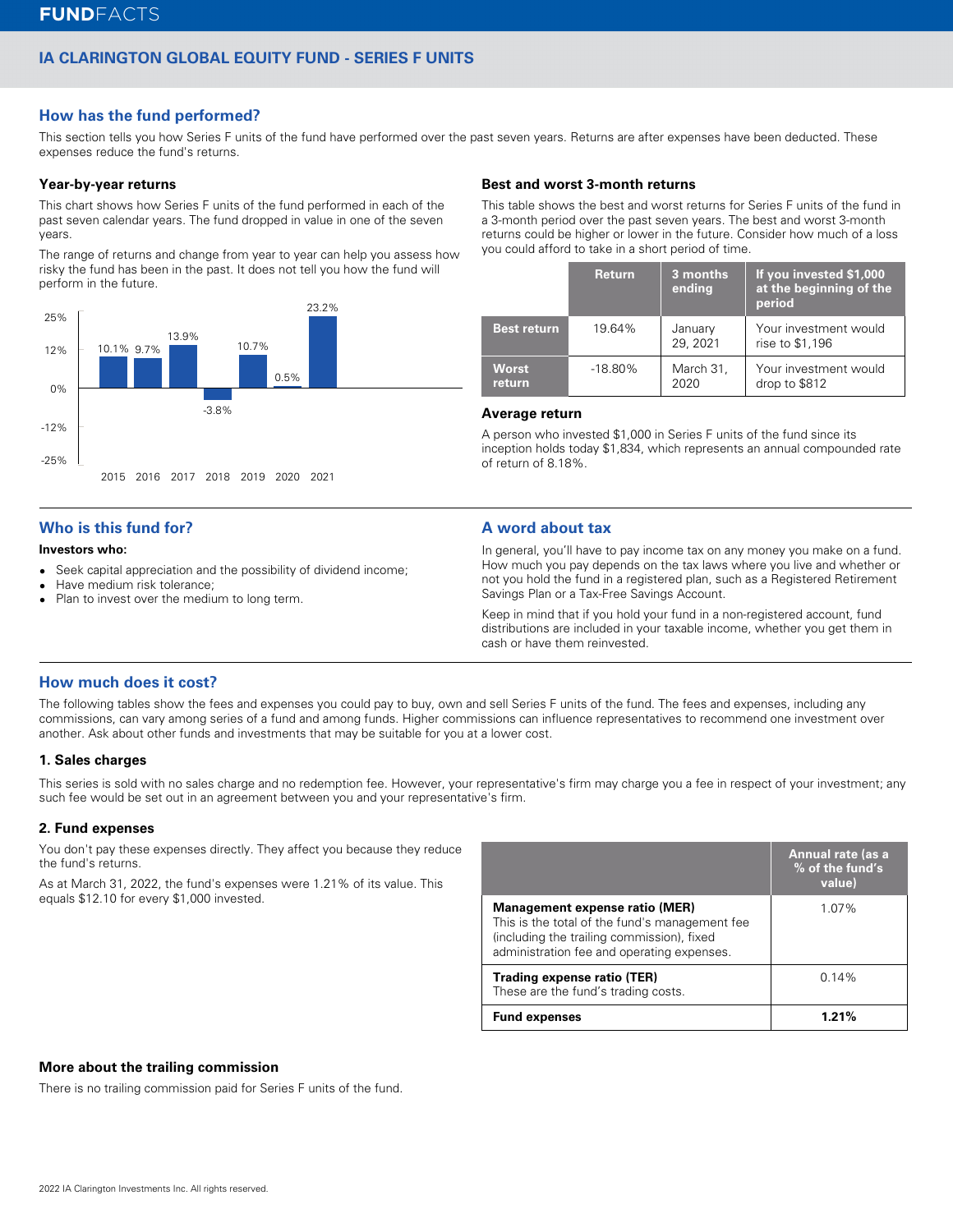**FUNDFACTS**

## IA CLARINGTON GLOBAL EQUITY FUND - SERIES F UNITS

## How has the fund performed?

This section tells you how Series F units of the fund have performed over the past seven years. Returns are after expenses have been deducted. These expenses reduce the fund's returns.

### Year-by-year returns

This chart shows how Series F units of the fund performed in each of the past seven calendar years. The fund dropped in value in one of the seven years.

The range of returns and change from year to year can help you assess how risky the fund has been in the past. It does not tell you how the fund will perform in the future.

| Year | Return |
|---|---|
| 2015 | 10.1% |
| 2016 | 9.7% |
| 2017 | 13.9% |
| 2018 | -3.8% |
| 2019 | 10.7% |
| 2020 | 0.5% |
| 2021 | 23.2% |

### Best and worst 3-month returns

This table shows the best and worst returns for Series F units of the fund in a 3-month period over the past seven years. The best and worst 3-month returns could be higher or lower in the future. Consider how much of a loss you could afford to take in a short period of time.

| | Return | 3 months ending | If you invested $1,000 at the beginning of the period |
|---|---|---|---|
| **Best return** | 19.64% | January 29, 2021 | Your investment would rise to $1,196 |
| **Worst return** | -18.80% | March 31, 2020 | Your investment would drop to $812 |

### Average return

A person who invested $1,000 in Series F units of the fund since its inception holds today $1,834, which represents an annual compounded rate of return of 8.18%.

## Who is this fund for?

**Investors who:**

- Seek capital appreciation and the possibility of dividend income;
- Have medium risk tolerance;
- Plan to invest over the medium to long term.

## A word about tax

In general, you'll have to pay income tax on any money you make on a fund. How much you pay depends on the tax laws where you live and whether or not you hold the fund in a registered plan, such as a Registered Retirement Savings Plan or a Tax-Free Savings Account.

Keep in mind that if you hold your fund in a non-registered account, fund distributions are included in your taxable income, whether you get them in cash or have them reinvested.

## How much does it cost?

The following tables show the fees and expenses you could pay to buy, own and sell Series F units of the fund. The fees and expenses, including any commissions, can vary among series of a fund and among funds. Higher commissions can influence representatives to recommend one investment over another. Ask about other funds and investments that may be suitable for you at a lower cost.

### 1. Sales charges

This series is sold with no sales charge and no redemption fee. However, your representative's firm may charge you a fee in respect of your investment; any such fee would be set out in an agreement between you and your representative's firm.

### 2. Fund expenses

You don't pay these expenses directly. They affect you because they reduce the fund's returns.

As at March 31, 2022, the fund's expenses were 1.21% of its value. This equals $12.10 for every $1,000 invested.

| | Annual rate (as a % of the fund's value) |
|---|---|
| **Management expense ratio (MER)** This is the total of the fund's management fee (including the trailing commission), fixed administration fee and operating expenses. | 1.07% |
| **Trading expense ratio (TER)** These are the fund's trading costs. | 0.14% |
| **Fund expenses** | **1.21%** |

### More about the trailing commission

There is no trailing commission paid for Series F units of the fund.

2022 IA Clarington Investments Inc. All rights reserved.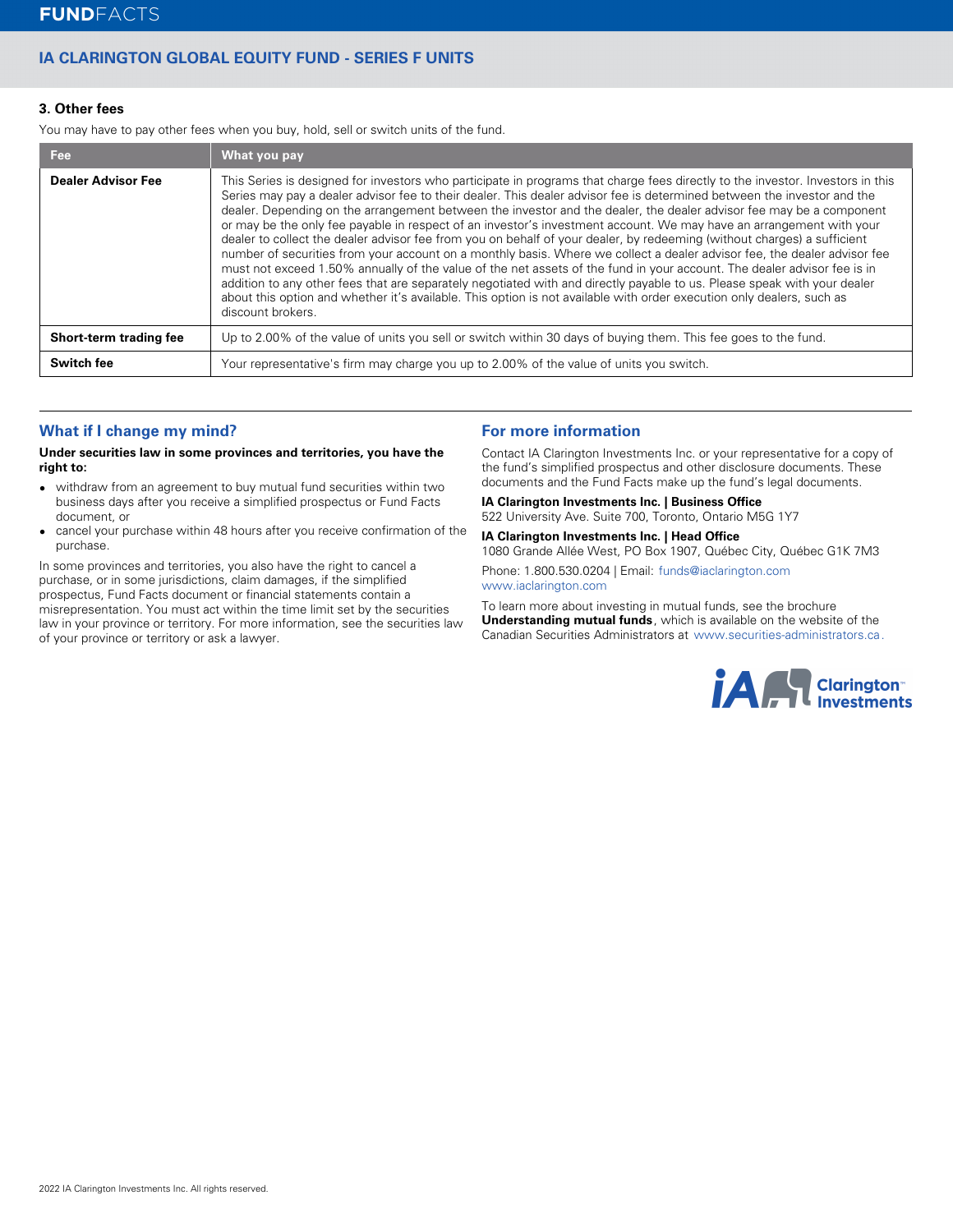### 3. Other fees

You may have to pay other fees when you buy, hold, sell or switch units of the fund.

| Fee | What you pay |
|---|---|
| **Dealer Advisor Fee** | This Series is designed for investors who participate in programs that charge fees directly to the investor. Investors in this Series may pay a dealer advisor fee to their dealer. This dealer advisor fee is determined between the investor and the dealer. Depending on the arrangement between the investor and the dealer, the dealer advisor fee may be a component or may be the only fee payable in respect of an investor's investment account. We may have an arrangement with your dealer to collect the dealer advisor fee from you on behalf of your dealer, by redeeming (without charges) a sufficient number of securities from your account on a monthly basis. Where we collect a dealer advisor fee, the dealer advisor fee must not exceed 1.50% annually of the value of the net assets of the fund in your account. The dealer advisor fee is in addition to any other fees that are separately negotiated with and directly payable to us. Please speak with your dealer about this option and whether it's available. This option is not available with order execution only dealers, such as discount brokers. |
| **Short-term trading fee** | Up to 2.00% of the value of units you sell or switch within 30 days of buying them. This fee goes to the fund. |
| **Switch fee** | Your representative's firm may charge you up to 2.00% of the value of units you switch. |

## What if I change my mind?

**Under securities law in some provinces and territories, you have the right to:**

- withdraw from an agreement to buy mutual fund securities within two business days after you receive a simplified prospectus or Fund Facts document, or
- cancel your purchase within 48 hours after you receive confirmation of the purchase.

In some provinces and territories, you also have the right to cancel a purchase, or in some jurisdictions, claim damages, if the simplified prospectus, Fund Facts document or financial statements contain a misrepresentation. You must act within the time limit set by the securities law in your province or territory. For more information, see the securities law of your province or territory or ask a lawyer.

## For more information

Contact IA Clarington Investments Inc. or your representative for a copy of the fund's simplified prospectus and other disclosure documents. These documents and the Fund Facts make up the fund's legal documents.

**IA Clarington Investments Inc. | Business Office**
522 University Ave. Suite 700, Toronto, Ontario M5G 1Y7

**IA Clarington Investments Inc. | Head Office**
1080 Grande Allée West, PO Box 1907, Québec City, Québec G1K 7M3

Phone: 1.800.530.0204 | Email: funds@iaclarington.com
www.iaclarington.com

To learn more about investing in mutual funds, see the brochure **Understanding mutual funds**, which is available on the website of the Canadian Securities Administrators at www.securities-administrators.ca.

2022 IA Clarington Investments Inc. All rights reserved.